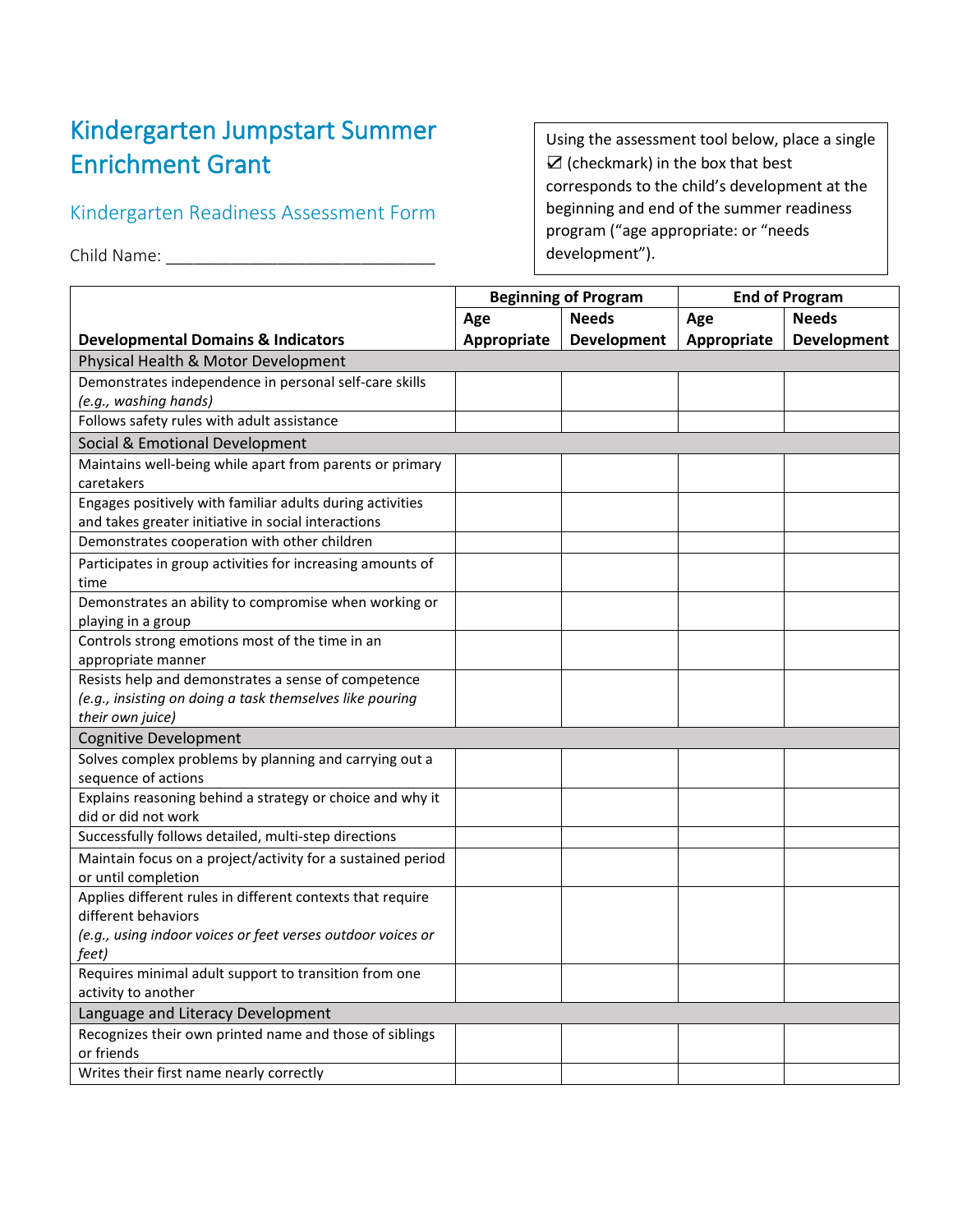# Kindergarten Jumpstart Summer Enrichment Grant

## Kindergarten Readiness Assessment Form

Child Name: ______________________________

Using the assessment tool below, place a single ☑ (checkmark) in the box that best corresponds to the child's development at the beginning and end of the summer readiness program ("age appropriate: or "needs development").

| Developmental Domains & Indicators | Beginning of Program | | End of Program | |
|---|---|---|---|---|
| | **Age Appropriate** | **Needs Development** | **Age Appropriate** | **Needs Development** |
| Physical Health & Motor Development | | | | |
| Demonstrates independence in personal self-care skills *(e.g., washing hands)* | | | | |
| Follows safety rules with adult assistance | | | | |
| Social & Emotional Development | | | | |
| Maintains well-being while apart from parents or primary caretakers | | | | |
| Engages positively with familiar adults during activities and takes greater initiative in social interactions | | | | |
| Demonstrates cooperation with other children | | | | |
| Participates in group activities for increasing amounts of time | | | | |
| Demonstrates an ability to compromise when working or playing in a group | | | | |
| Controls strong emotions most of the time in an appropriate manner | | | | |
| Resists help and demonstrates a sense of competence *(e.g., insisting on doing a task themselves like pouring their own juice)* | | | | |
| Cognitive Development | | | | |
| Solves complex problems by planning and carrying out a sequence of actions | | | | |
| Explains reasoning behind a strategy or choice and why it did or did not work | | | | |
| Successfully follows detailed, multi-step directions | | | | |
| Maintain focus on a project/activity for a sustained period or until completion | | | | |
| Applies different rules in different contexts that require different behaviors *(e.g., using indoor voices or feet verses outdoor voices or feet)* | | | | |
| Requires minimal adult support to transition from one activity to another | | | | |
| Language and Literacy Development | | | | |
| Recognizes their own printed name and those of siblings or friends | | | | |
| Writes their first name nearly correctly | | | | |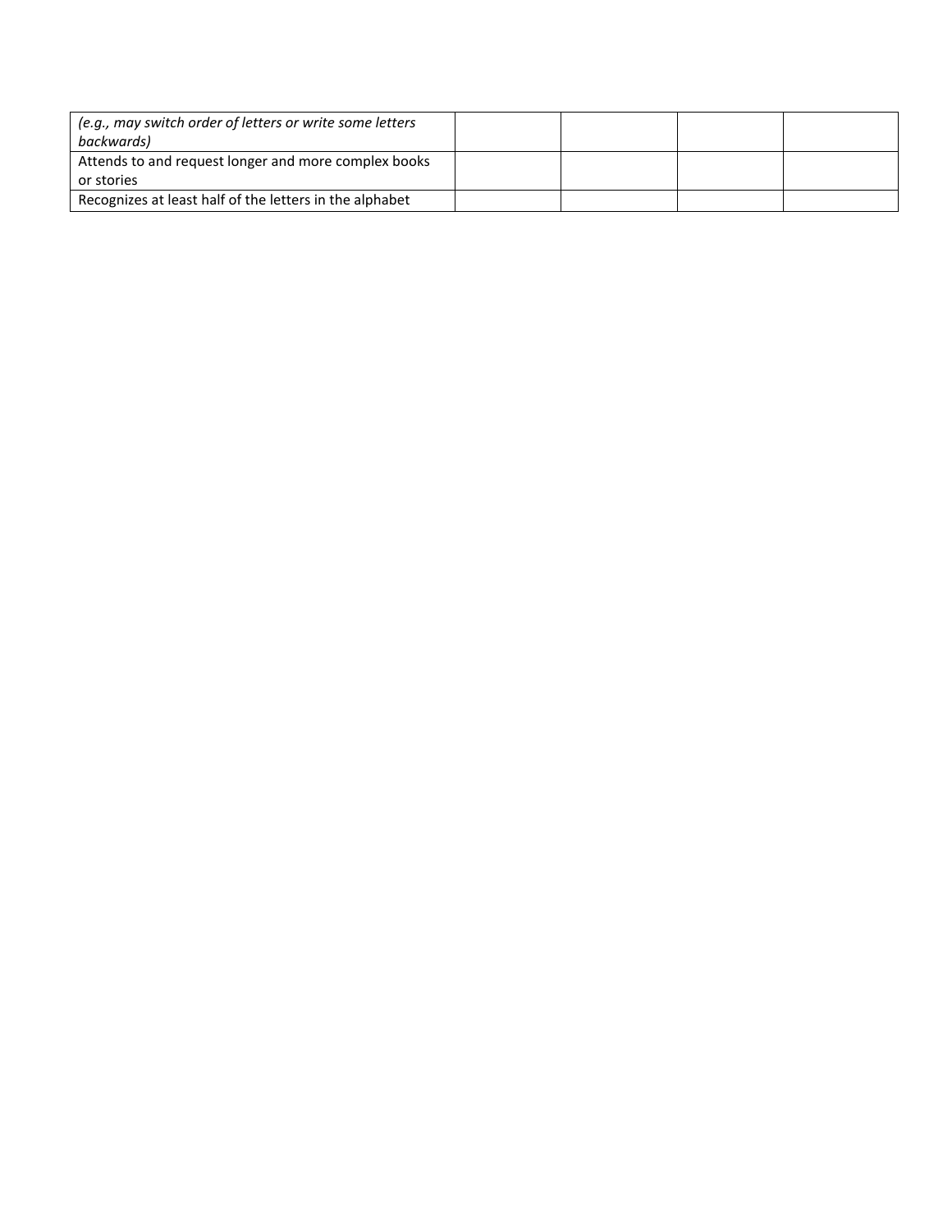| | | | | |
|---|---|---|---|---|
| *(e.g., may switch order of letters or write some letters backwards)* | | | | |
| Attends to and request longer and more complex books or stories | | | | |
| Recognizes at least half of the letters in the alphabet | | | | |